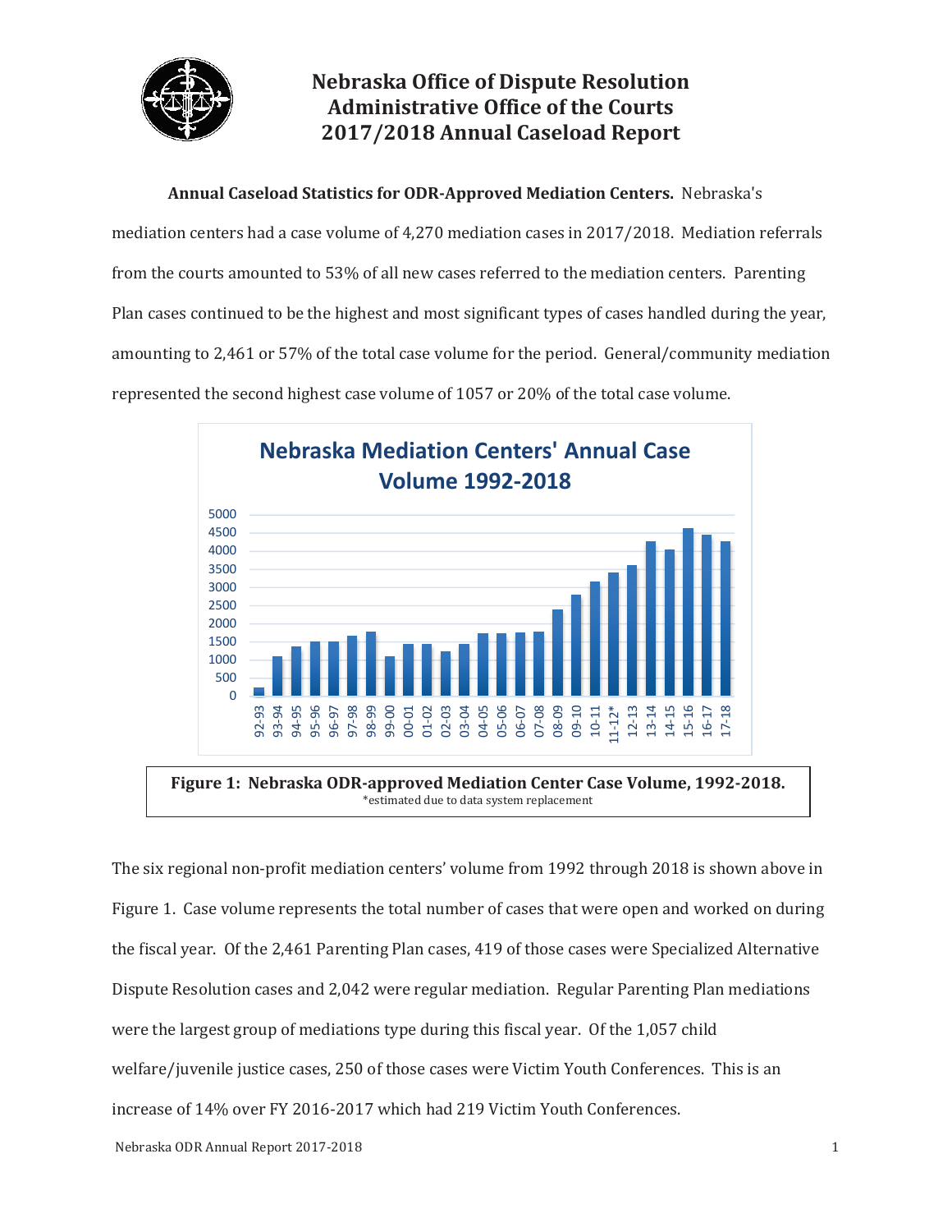# Nebraska Office of Dispute Resolution
# Administrative Office of the Courts
# 2017/2018 Annual Caseload Report

**Annual Caseload Statistics for ODR-Approved Mediation Centers.** Nebraska's mediation centers had a case volume of 4,270 mediation cases in 2017/2018. Mediation referrals from the courts amounted to 53% of all new cases referred to the mediation centers. Parenting Plan cases continued to be the highest and most significant types of cases handled during the year, amounting to 2,461 or 57% of the total case volume for the period. General/community mediation represented the second highest case volume of 1057 or 20% of the total case volume.

Nebraska Mediation Centers' Annual Case Volume 1992-2018

5000
4500
4000
3500
3000
2500
2000
1500
1000
500
0

92-93, 93-94, 94-95, 95-96, 96-97, 97-98, 98-99, 99-00, 00-01, 01-02, 02-03, 03-04, 04-05, 05-06, 06-07, 07-08, 08-09, 09-10, 10-11, 11-12*, 12-13, 13-14, 14-15, 15-16, 16-17, 17-18

**Figure 1: Nebraska ODR-approved Mediation Center Case Volume, 1992-2018.**
*estimated due to data system replacement

The six regional non-profit mediation centers' volume from 1992 through 2018 is shown above in Figure 1. Case volume represents the total number of cases that were open and worked on during the fiscal year. Of the 2,461 Parenting Plan cases, 419 of those cases were Specialized Alternative Dispute Resolution cases and 2,042 were regular mediation. Regular Parenting Plan mediations were the largest group of mediations type during this fiscal year. Of the 1,057 child welfare/juvenile justice cases, 250 of those cases were Victim Youth Conferences. This is an increase of 14% over FY 2016-2017 which had 219 Victim Youth Conferences.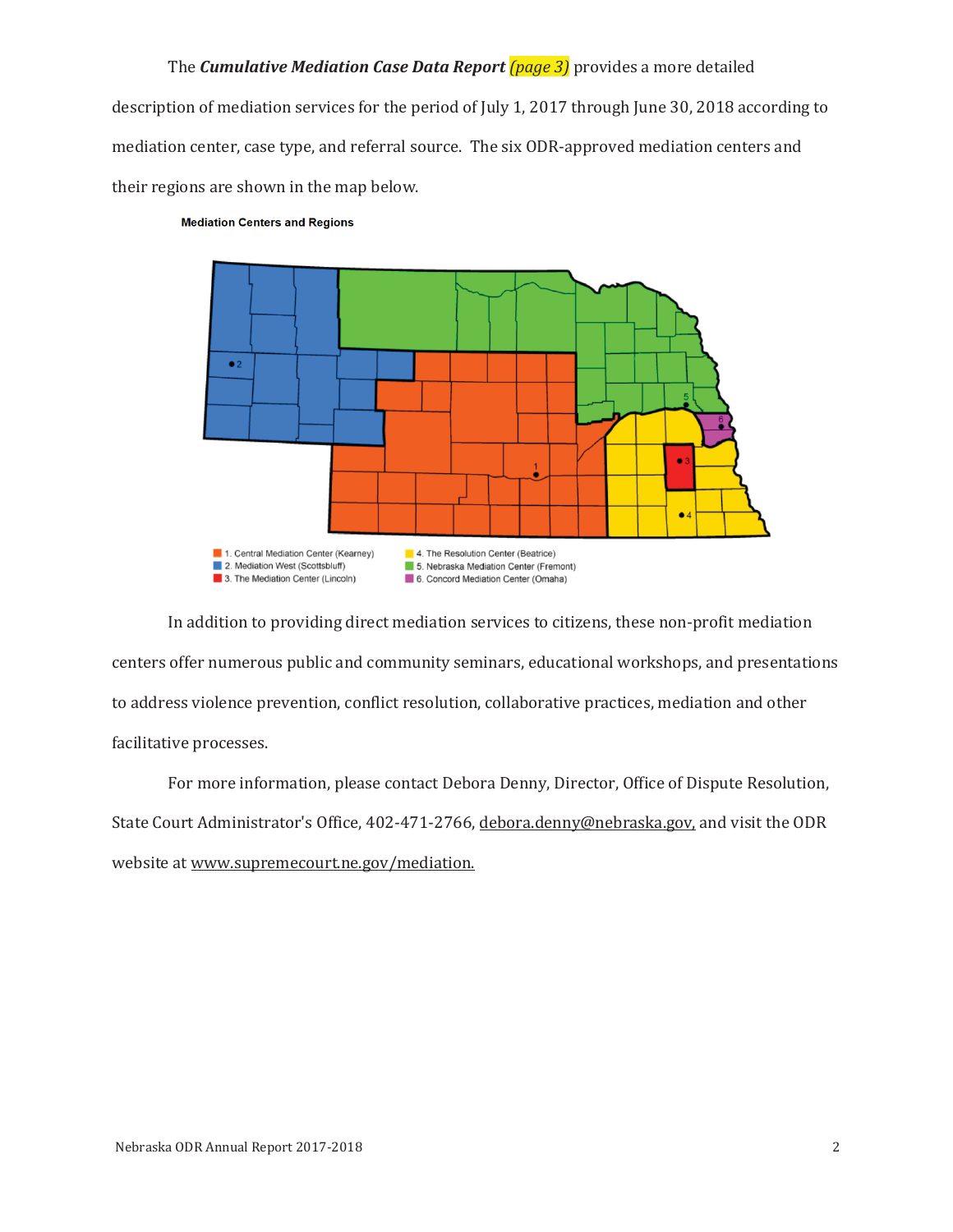The ***Cumulative Mediation Case Data Report*** *(page 3)* provides a more detailed description of mediation services for the period of July 1, 2017 through June 30, 2018 according to mediation center, case type, and referral source. The six ODR-approved mediation centers and their regions are shown in the map below.

**Mediation Centers and Regions**

1. Central Mediation Center (Kearney)
2. Mediation West (Scottsbluff)
3. The Mediation Center (Lincoln)
4. The Resolution Center (Beatrice)
5. Nebraska Mediation Center (Fremont)
6. Concord Mediation Center (Omaha)

In addition to providing direct mediation services to citizens, these non-profit mediation centers offer numerous public and community seminars, educational workshops, and presentations to address violence prevention, conflict resolution, collaborative practices, mediation and other facilitative processes.

For more information, please contact Debora Denny, Director, Office of Dispute Resolution, State Court Administrator's Office, 402-471-2766, debora.denny@nebraska.gov, and visit the ODR website at www.supremecourt.ne.gov/mediation.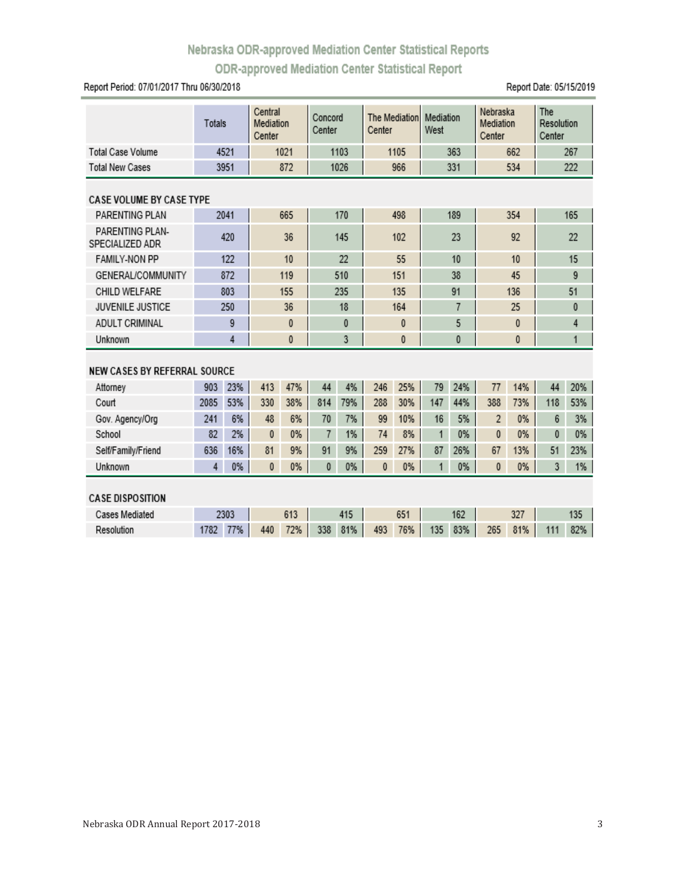# Nebraska ODR-approved Mediation Center Statistical Reports

## ODR-approved Mediation Center Statistical Report

Report Period: 07/01/2017 Thru 06/30/2018

Report Date: 05/15/2019

| | Totals | | Central Mediation Center | | Concord Center | | The Mediation Center | | Mediation West | | Nebraska Mediation Center | | The Resolution Center | |
|---|---|---|---|---|---|---|---|---|---|---|---|---|---|---|
| Total Case Volume | 4521 | | 1021 | | 1103 | | 1105 | | 363 | | 662 | | 267 | |
| Total New Cases | 3951 | | 872 | | 1026 | | 966 | | 331 | | 534 | | 222 | |
| **CASE VOLUME BY CASE TYPE** | | | | | | | | | | | | | | |
| PARENTING PLAN | 2041 | | 665 | | 170 | | 498 | | 189 | | 354 | | 165 | |
| PARENTING PLAN-SPECIALIZED ADR | 420 | | 36 | | 145 | | 102 | | 23 | | 92 | | 22 | |
| FAMILY-NON PP | 122 | | 10 | | 22 | | 55 | | 10 | | 10 | | 15 | |
| GENERAL/COMMUNITY | 872 | | 119 | | 510 | | 151 | | 38 | | 45 | | 9 | |
| CHILD WELFARE | 803 | | 155 | | 235 | | 135 | | 91 | | 136 | | 51 | |
| JUVENILE JUSTICE | 250 | | 36 | | 18 | | 164 | | 7 | | 25 | | 0 | |
| ADULT CRIMINAL | 9 | | 0 | | 0 | | 0 | | 5 | | 0 | | 4 | |
| Unknown | 4 | | 0 | | 3 | | 0 | | 0 | | 0 | | 1 | |
| **NEW CASES BY REFERRAL SOURCE** | | | | | | | | | | | | | | |
| Attorney | 903 | 23% | 413 | 47% | 44 | 4% | 246 | 25% | 79 | 24% | 77 | 14% | 44 | 20% |
| Court | 2085 | 53% | 330 | 38% | 814 | 79% | 288 | 30% | 147 | 44% | 388 | 73% | 118 | 53% |
| Gov. Agency/Org | 241 | 6% | 48 | 6% | 70 | 7% | 99 | 10% | 16 | 5% | 2 | 0% | 6 | 3% |
| School | 82 | 2% | 0 | 0% | 7 | 1% | 74 | 8% | 1 | 0% | 0 | 0% | 0 | 0% |
| Self/Family/Friend | 636 | 16% | 81 | 9% | 91 | 9% | 259 | 27% | 87 | 26% | 67 | 13% | 51 | 23% |
| Unknown | 4 | 0% | 0 | 0% | 0 | 0% | 0 | 0% | 1 | 0% | 0 | 0% | 3 | 1% |
| **CASE DISPOSITION** | | | | | | | | | | | | | | |
| Cases Mediated | 2303 | | 613 | | 415 | | 651 | | 162 | | 327 | | 135 | |
| Resolution | 1782 | 77% | 440 | 72% | 338 | 81% | 493 | 76% | 135 | 83% | 265 | 81% | 111 | 82% |